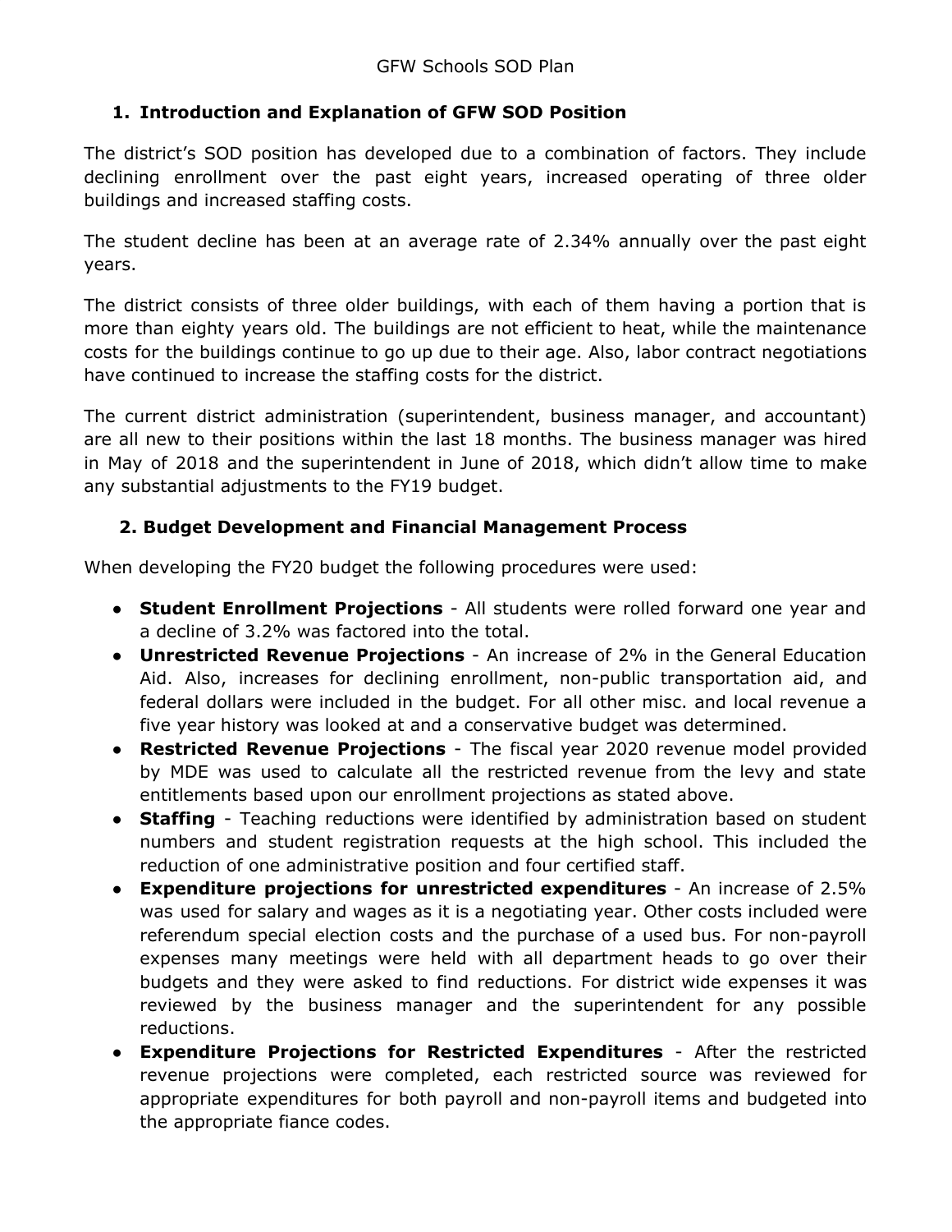GFW Schools SOD Plan

## 1. Introduction and Explanation of GFW SOD Position

The district's SOD position has developed due to a combination of factors. They include declining enrollment over the past eight years, increased operating of three older buildings and increased staffing costs.

The student decline has been at an average rate of 2.34% annually over the past eight years.

The district consists of three older buildings, with each of them having a portion that is more than eighty years old. The buildings are not efficient to heat, while the maintenance costs for the buildings continue to go up due to their age. Also, labor contract negotiations have continued to increase the staffing costs for the district.

The current district administration (superintendent, business manager, and accountant) are all new to their positions within the last 18 months. The business manager was hired in May of 2018 and the superintendent in June of 2018, which didn't allow time to make any substantial adjustments to the FY19 budget.

## 2. Budget Development and Financial Management Process

When developing the FY20 budget the following procedures were used:

- **Student Enrollment Projections** - All students were rolled forward one year and a decline of 3.2% was factored into the total.
- **Unrestricted Revenue Projections** - An increase of 2% in the General Education Aid. Also, increases for declining enrollment, non-public transportation aid, and federal dollars were included in the budget. For all other misc. and local revenue a five year history was looked at and a conservative budget was determined.
- **Restricted Revenue Projections** - The fiscal year 2020 revenue model provided by MDE was used to calculate all the restricted revenue from the levy and state entitlements based upon our enrollment projections as stated above.
- **Staffing** - Teaching reductions were identified by administration based on student numbers and student registration requests at the high school. This included the reduction of one administrative position and four certified staff.
- **Expenditure projections for unrestricted expenditures** - An increase of 2.5% was used for salary and wages as it is a negotiating year. Other costs included were referendum special election costs and the purchase of a used bus. For non-payroll expenses many meetings were held with all department heads to go over their budgets and they were asked to find reductions. For district wide expenses it was reviewed by the business manager and the superintendent for any possible reductions.
- **Expenditure Projections for Restricted Expenditures** - After the restricted revenue projections were completed, each restricted source was reviewed for appropriate expenditures for both payroll and non-payroll items and budgeted into the appropriate fiance codes.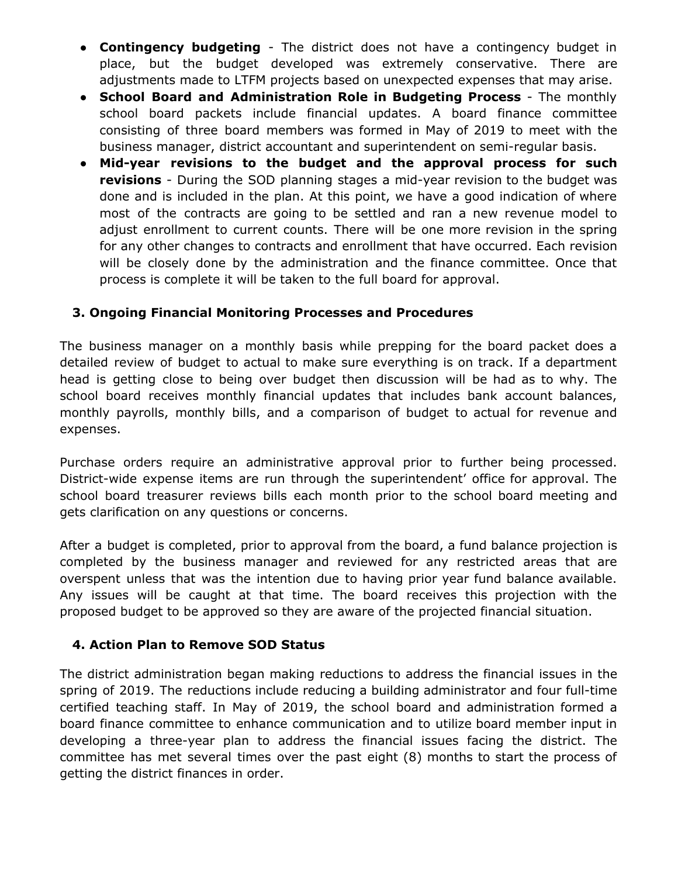- **Contingency budgeting** - The district does not have a contingency budget in place, but the budget developed was extremely conservative. There are adjustments made to LTFM projects based on unexpected expenses that may arise.
- **School Board and Administration Role in Budgeting Process** - The monthly school board packets include financial updates. A board finance committee consisting of three board members was formed in May of 2019 to meet with the business manager, district accountant and superintendent on semi-regular basis.
- **Mid-year revisions to the budget and the approval process for such revisions** - During the SOD planning stages a mid-year revision to the budget was done and is included in the plan. At this point, we have a good indication of where most of the contracts are going to be settled and ran a new revenue model to adjust enrollment to current counts. There will be one more revision in the spring for any other changes to contracts and enrollment that have occurred. Each revision will be closely done by the administration and the finance committee. Once that process is complete it will be taken to the full board for approval.

### 3. Ongoing Financial Monitoring Processes and Procedures

The business manager on a monthly basis while prepping for the board packet does a detailed review of budget to actual to make sure everything is on track. If a department head is getting close to being over budget then discussion will be had as to why. The school board receives monthly financial updates that includes bank account balances, monthly payrolls, monthly bills, and a comparison of budget to actual for revenue and expenses.

Purchase orders require an administrative approval prior to further being processed. District-wide expense items are run through the superintendent' office for approval. The school board treasurer reviews bills each month prior to the school board meeting and gets clarification on any questions or concerns.

After a budget is completed, prior to approval from the board, a fund balance projection is completed by the business manager and reviewed for any restricted areas that are overspent unless that was the intention due to having prior year fund balance available. Any issues will be caught at that time. The board receives this projection with the proposed budget to be approved so they are aware of the projected financial situation.

### 4. Action Plan to Remove SOD Status

The district administration began making reductions to address the financial issues in the spring of 2019. The reductions include reducing a building administrator and four full-time certified teaching staff. In May of 2019, the school board and administration formed a board finance committee to enhance communication and to utilize board member input in developing a three-year plan to address the financial issues facing the district. The committee has met several times over the past eight (8) months to start the process of getting the district finances in order.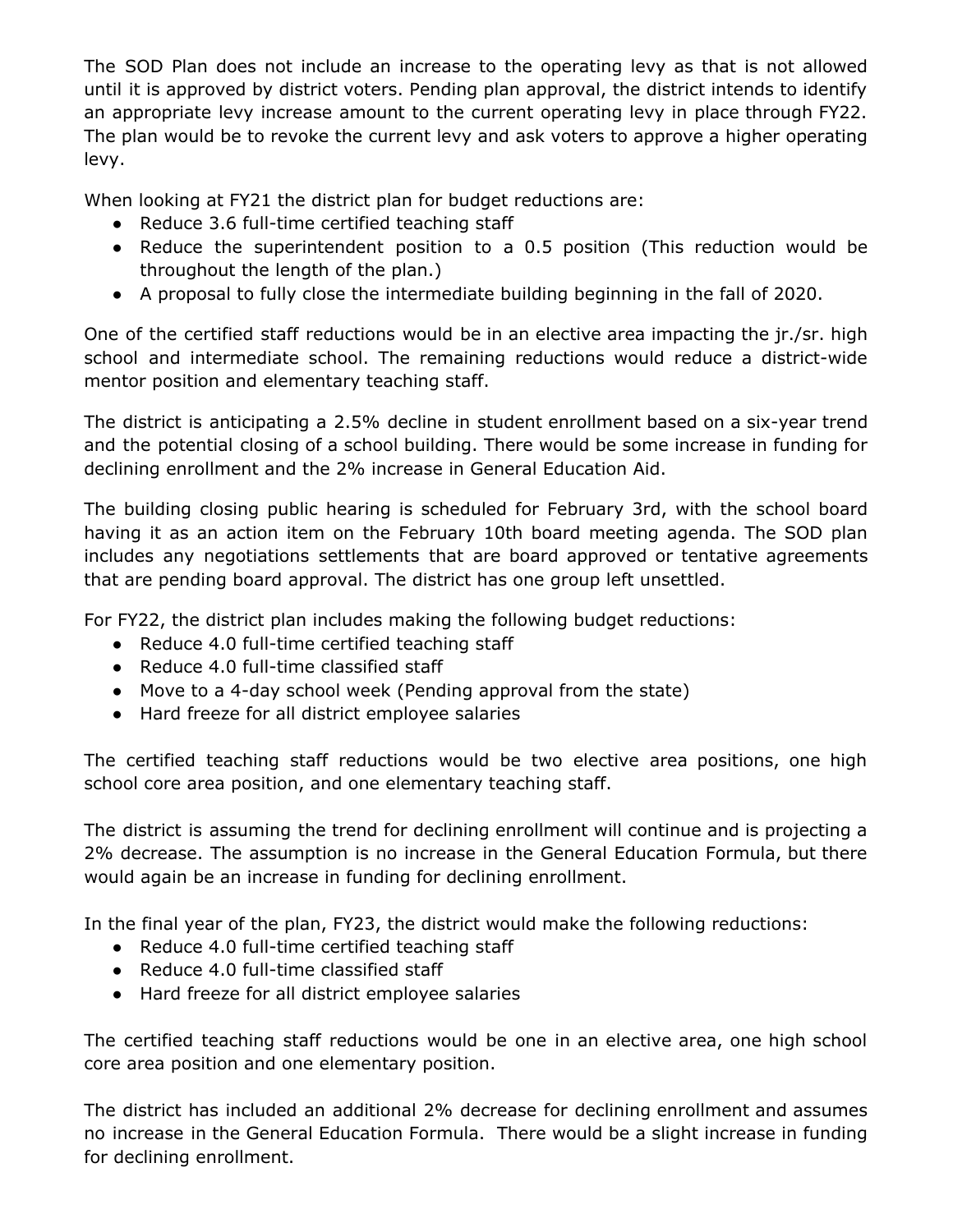The SOD Plan does not include an increase to the operating levy as that is not allowed until it is approved by district voters. Pending plan approval, the district intends to identify an appropriate levy increase amount to the current operating levy in place through FY22. The plan would be to revoke the current levy and ask voters to approve a higher operating levy.

When looking at FY21 the district plan for budget reductions are:

- Reduce 3.6 full-time certified teaching staff
- Reduce the superintendent position to a 0.5 position (This reduction would be throughout the length of the plan.)
- A proposal to fully close the intermediate building beginning in the fall of 2020.

One of the certified staff reductions would be in an elective area impacting the jr./sr. high school and intermediate school. The remaining reductions would reduce a district-wide mentor position and elementary teaching staff.

The district is anticipating a 2.5% decline in student enrollment based on a six-year trend and the potential closing of a school building. There would be some increase in funding for declining enrollment and the 2% increase in General Education Aid.

The building closing public hearing is scheduled for February 3rd, with the school board having it as an action item on the February 10th board meeting agenda. The SOD plan includes any negotiations settlements that are board approved or tentative agreements that are pending board approval. The district has one group left unsettled.

For FY22, the district plan includes making the following budget reductions:

- Reduce 4.0 full-time certified teaching staff
- Reduce 4.0 full-time classified staff
- Move to a 4-day school week (Pending approval from the state)
- Hard freeze for all district employee salaries

The certified teaching staff reductions would be two elective area positions, one high school core area position, and one elementary teaching staff.

The district is assuming the trend for declining enrollment will continue and is projecting a 2% decrease. The assumption is no increase in the General Education Formula, but there would again be an increase in funding for declining enrollment.

In the final year of the plan, FY23, the district would make the following reductions:

- Reduce 4.0 full-time certified teaching staff
- Reduce 4.0 full-time classified staff
- Hard freeze for all district employee salaries

The certified teaching staff reductions would be one in an elective area, one high school core area position and one elementary position.

The district has included an additional 2% decrease for declining enrollment and assumes no increase in the General Education Formula. There would be a slight increase in funding for declining enrollment.